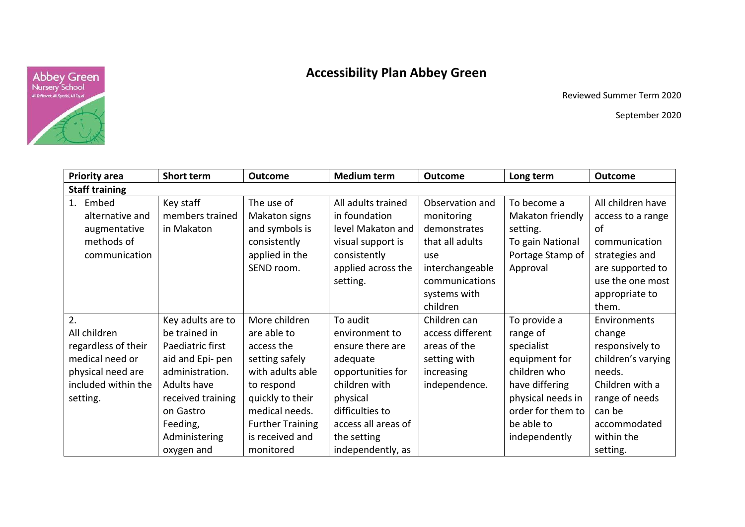# Accessibility Plan Abbey Green

Reviewed Summer Term 2020

September 2020

| Priority area | Short term | Outcome | Medium term | Outcome | Long term | Outcome |
|---|---|---|---|---|---|---|
| **Staff training** | | | | | | |
| 1. Embed alternative and augmentative methods of communication | Key staff members trained in Makaton | The use of Makaton signs and symbols is consistently applied in the SEND room. | All adults trained in foundation level Makaton and visual support is consistently applied across the setting. | Observation and monitoring demonstrates that all adults use interchangeable communications systems with children | To become a Makaton friendly setting. To gain National Portage Stamp of Approval | All children have access to a range of communication strategies and are supported to use the one most appropriate to them. |
| 2. All children regardless of their medical need or physical need are included within the setting. | Key adults are to be trained in Paediatric first aid and Epi- pen administration. Adults have received training on Gastro Feeding, Administering oxygen and | More children are able to access the setting safely with adults able to respond quickly to their medical needs. Further Training is received and monitored | To audit environment to ensure there are adequate opportunities for children with physical difficulties to access all areas of the setting independently, as | Children can access different areas of the setting with increasing independence. | To provide a range of specialist equipment for children who have differing physical needs in order for them to be able to independently | Environments change responsively to children's varying needs. Children with a range of needs can be accommodated within the setting. |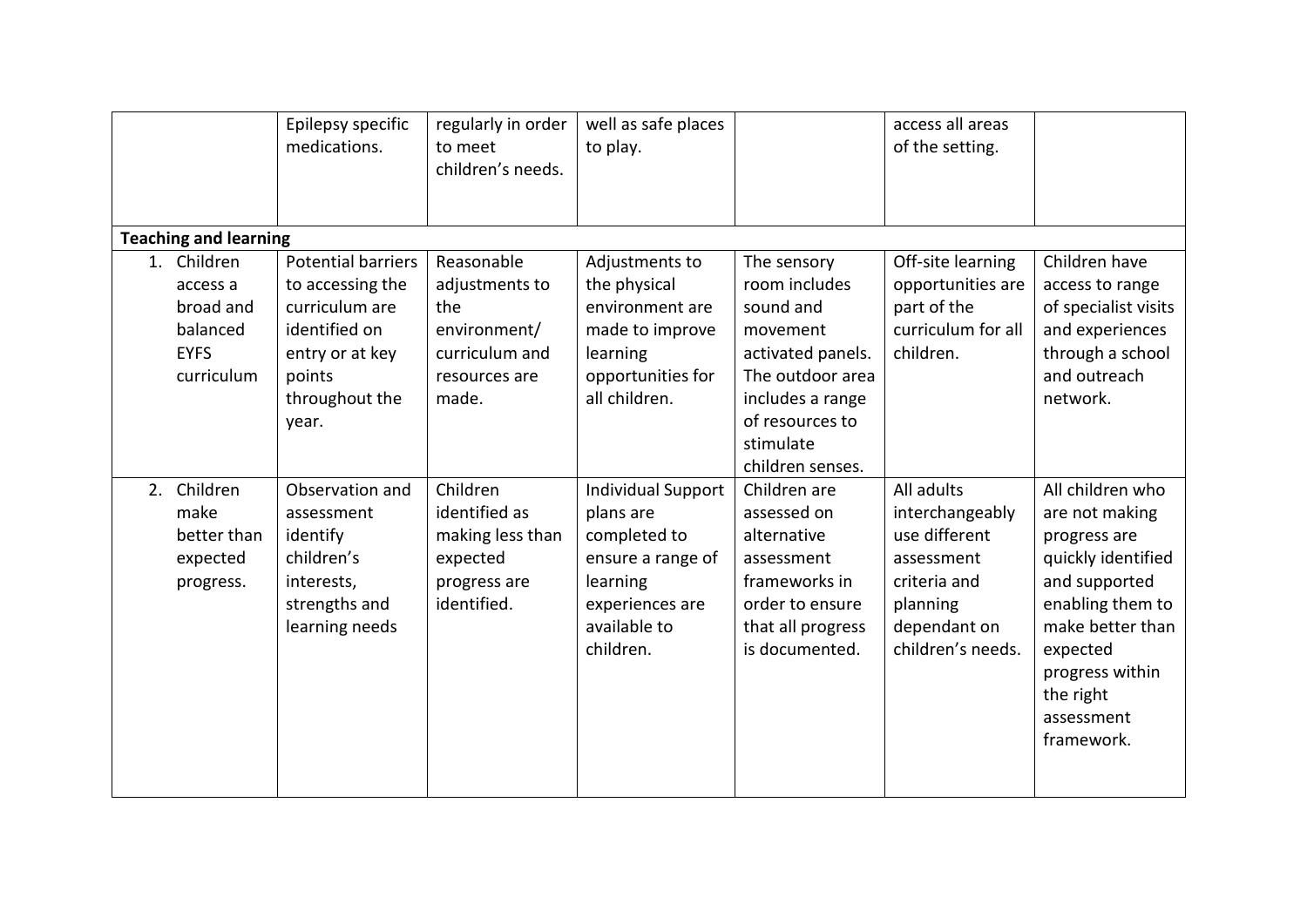| | | | | | | |
|---|---|---|---|---|---|---|
| | Epilepsy specific medications. | regularly in order to meet children's needs. | well as safe places to play. | | access all areas of the setting. | |
| **Teaching and learning** | | | | | | |
| 1. Children access a broad and balanced EYFS curriculum | Potential barriers to accessing the curriculum are identified on entry or at key points throughout the year. | Reasonable adjustments to the environment/ curriculum and resources are made. | Adjustments to the physical environment are made to improve learning opportunities for all children. | The sensory room includes sound and movement activated panels. The outdoor area includes a range of resources to stimulate children senses. | Off-site learning opportunities are part of the curriculum for all children. | Children have access to range of specialist visits and experiences through a school and outreach network. |
| 2. Children make better than expected progress. | Observation and assessment identify children's interests, strengths and learning needs | Children identified as making less than expected progress are identified. | Individual Support plans are completed to ensure a range of learning experiences are available to children. | Children are assessed on alternative assessment frameworks in order to ensure that all progress is documented. | All adults interchangeably use different assessment criteria and planning dependant on children's needs. | All children who are not making progress are quickly identified and supported enabling them to make better than expected progress within the right assessment framework. |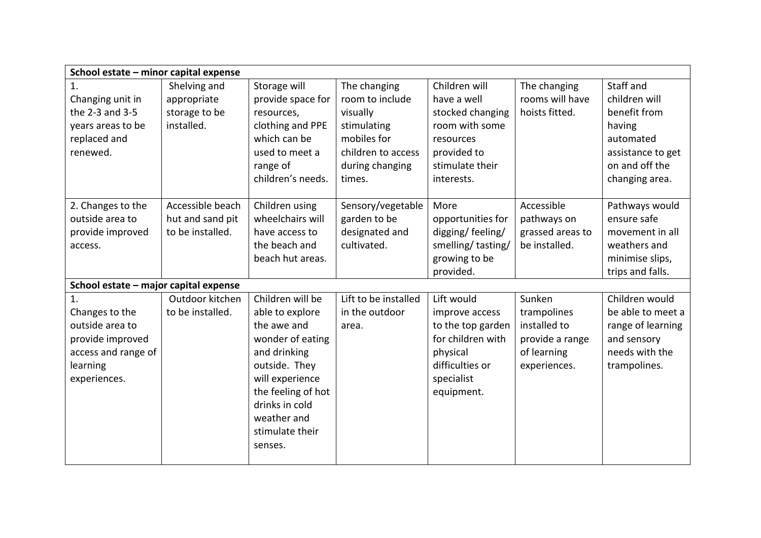| School estate – minor capital expense | | | | | | |
|---|---|---|---|---|---|---|
| 1. Changing unit in the 2-3 and 3-5 years areas to be replaced and renewed. | Shelving and appropriate storage to be installed. | Storage will provide space for resources, clothing and PPE which can be used to meet a range of children's needs. | The changing room to include visually stimulating mobiles for children to access during changing times. | Children will have a well stocked changing room with some resources provided to stimulate their interests. | The changing rooms will have hoists fitted. | Staff and children will benefit from having automated assistance to get on and off the changing area. |
| 2. Changes to the outside area to provide improved access. | Accessible beach hut and sand pit to be installed. | Children using wheelchairs will have access to the beach and beach hut areas. | Sensory/vegetable garden to be designated and cultivated. | More opportunities for digging/ feeling/ smelling/ tasting/ growing to be provided. | Accessible pathways on grassed areas to be installed. | Pathways would ensure safe movement in all weathers and minimise slips, trips and falls. |
| **School estate – major capital expense** | | | | | | |
| 1. Changes to the outside area to provide improved access and range of learning experiences. | Outdoor kitchen to be installed. | Children will be able to explore the awe and wonder of eating and drinking outside. They will experience the feeling of hot drinks in cold weather and stimulate their senses. | Lift to be installed in the outdoor area. | Lift would improve access to the top garden for children with physical difficulties or specialist equipment. | Sunken trampolines installed to provide a range of learning experiences. | Children would be able to meet a range of learning and sensory needs with the trampolines. |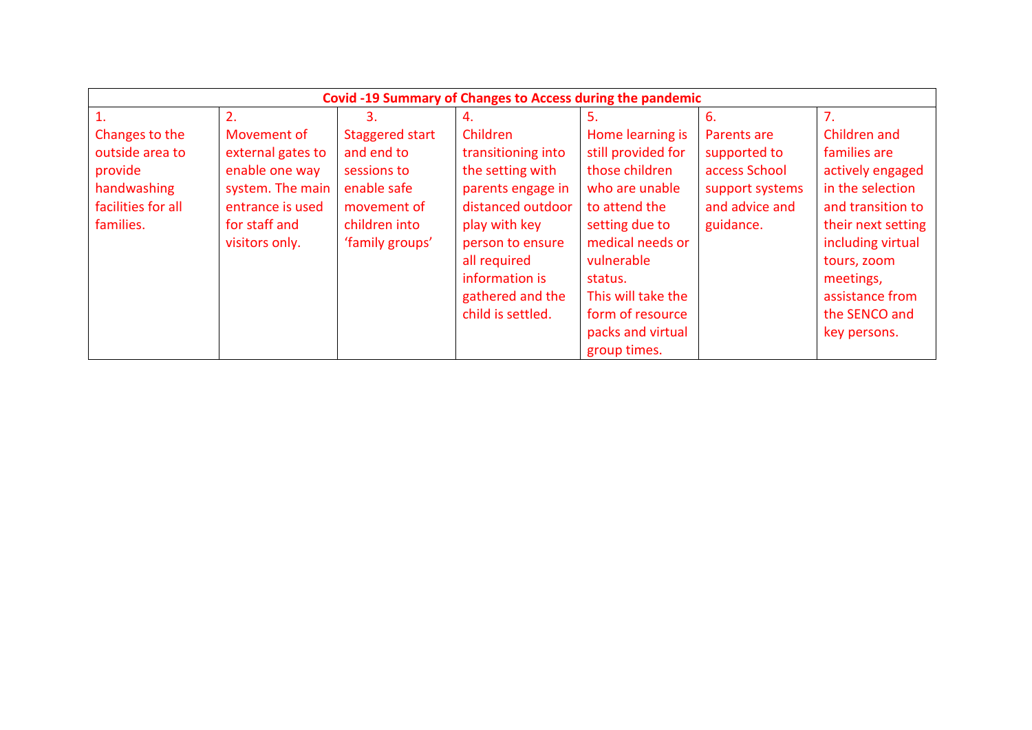| Covid -19 Summary of Changes to Access during the pandemic | | | | | | |
|---|---|---|---|---|---|---|
| 1. Changes to the outside area to provide handwashing facilities for all families. | 2. Movement of external gates to enable one way system. The main entrance is used for staff and visitors only. | 3. Staggered start and end to sessions to enable safe movement of children into 'family groups' | 4. Children transitioning into the setting with parents engage in distanced outdoor play with key person to ensure all required information is gathered and the child is settled. | 5. Home learning is still provided for those children who are unable to attend the setting due to medical needs or vulnerable status. This will take the form of resource packs and virtual group times. | 6. Parents are supported to access School support systems and advice and guidance. | 7. Children and families are actively engaged in the selection and transition to their next setting including virtual tours, zoom meetings, assistance from the SENCO and key persons. |